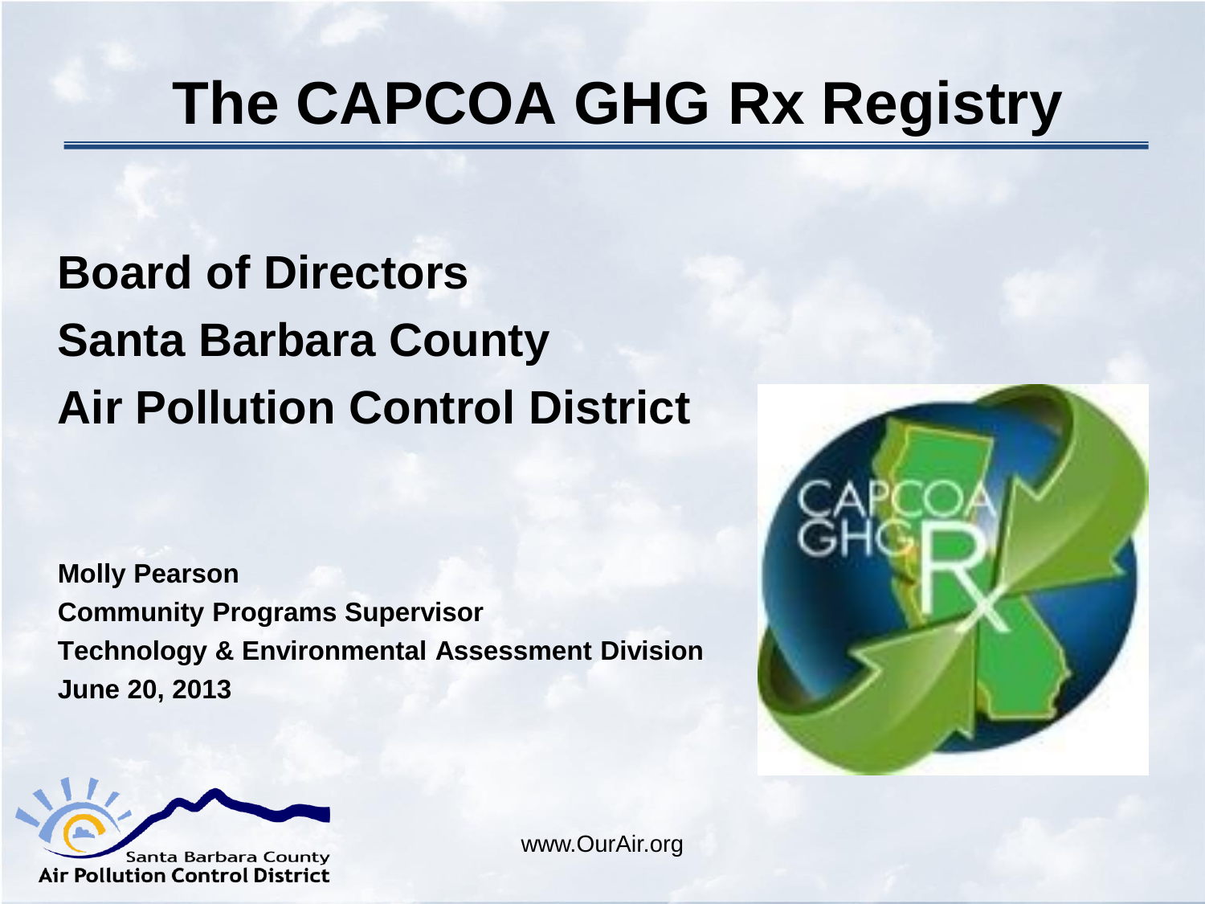# The CAPCOA GHG Rx Registry

## Board of Directors
## Santa Barbara County
## Air Pollution Control District

**Molly Pearson**
**Community Programs Supervisor**
**Technology & Environmental Assessment Division**
**June 20, 2013**

www.OurAir.org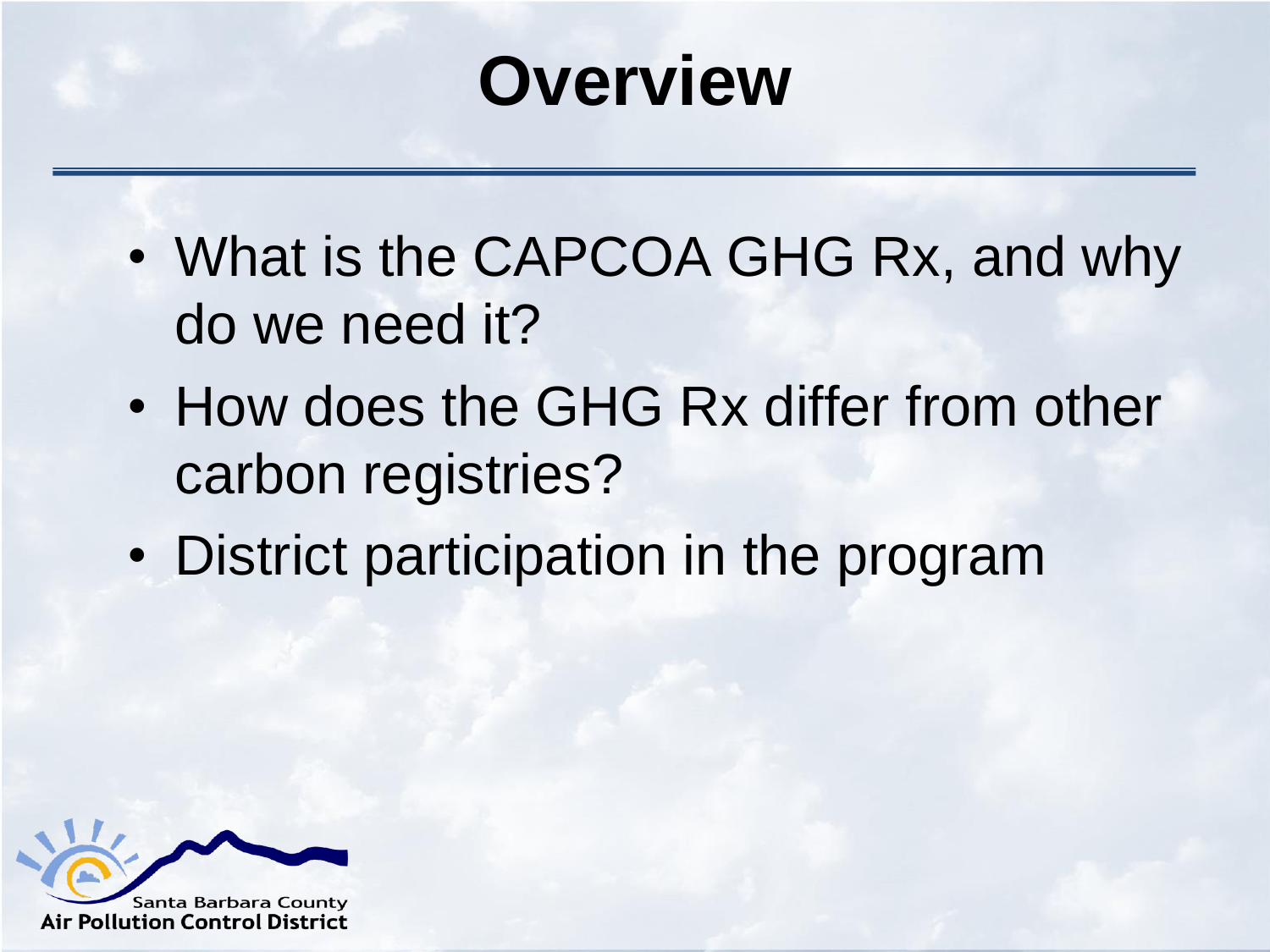# Overview

- What is the CAPCOA GHG Rx, and why do we need it?
- How does the GHG Rx differ from other carbon registries?
- District participation in the program

Santa Barbara County
Air Pollution Control District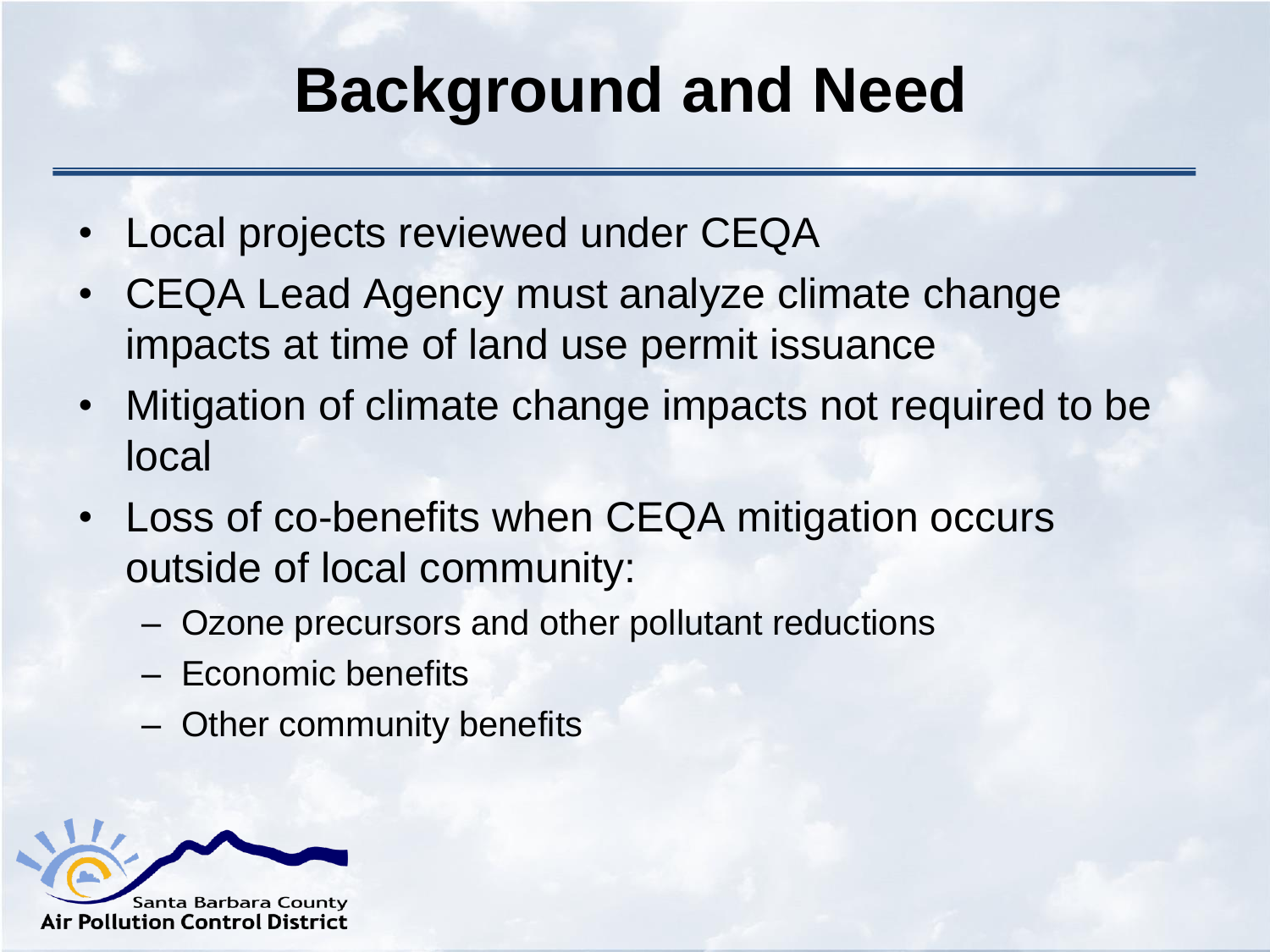# Background and Need

- Local projects reviewed under CEQA
- CEQA Lead Agency must analyze climate change impacts at time of land use permit issuance
- Mitigation of climate change impacts not required to be local
- Loss of co-benefits when CEQA mitigation occurs outside of local community:
  - Ozone precursors and other pollutant reductions
  - Economic benefits
  - Other community benefits

Santa Barbara County Air Pollution Control District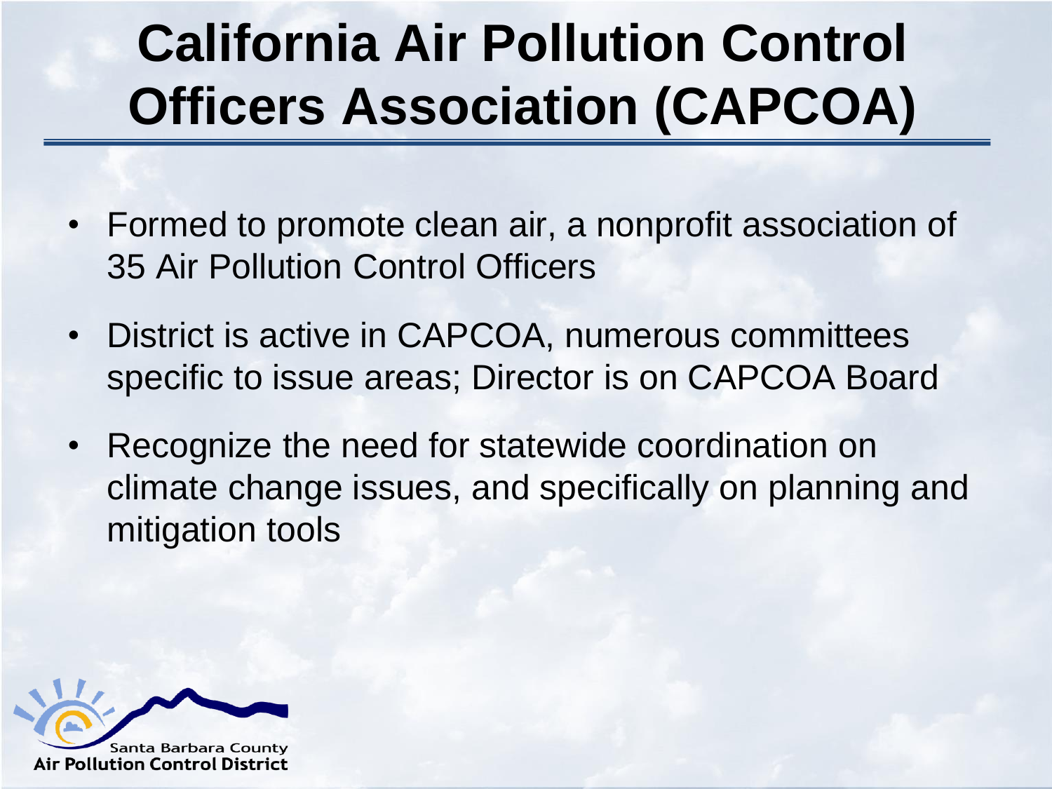# California Air Pollution Control Officers Association (CAPCOA)

- Formed to promote clean air, a nonprofit association of 35 Air Pollution Control Officers
- District is active in CAPCOA, numerous committees specific to issue areas; Director is on CAPCOA Board
- Recognize the need for statewide coordination on climate change issues, and specifically on planning and mitigation tools

Santa Barbara County Air Pollution Control District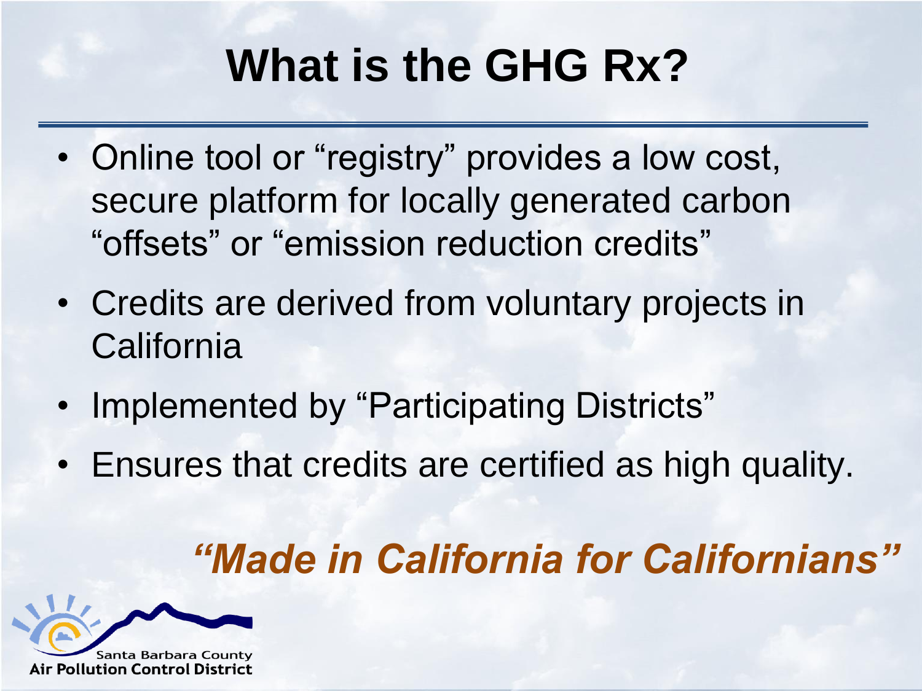# What is the GHG Rx?

- Online tool or “registry” provides a low cost, secure platform for locally generated carbon “offsets” or “emission reduction credits”
- Credits are derived from voluntary projects in California
- Implemented by “Participating Districts”
- Ensures that credits are certified as high quality.

***“Made in California for Californians”***

Santa Barbara County
Air Pollution Control District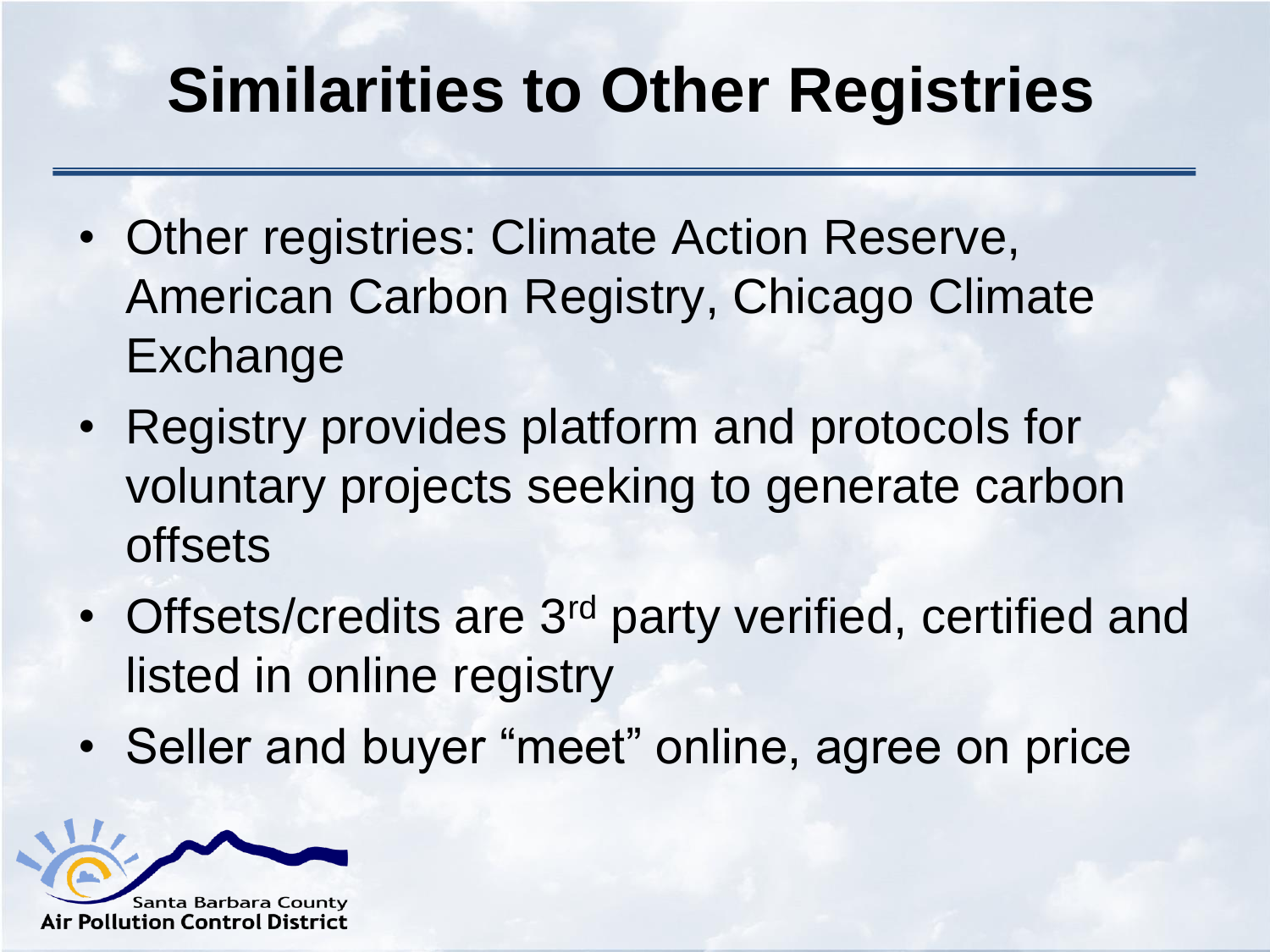# Similarities to Other Registries

- Other registries: Climate Action Reserve, American Carbon Registry, Chicago Climate Exchange
- Registry provides platform and protocols for voluntary projects seeking to generate carbon offsets
- Offsets/credits are 3rd party verified, certified and listed in online registry
- Seller and buyer "meet" online, agree on price

Santa Barbara County Air Pollution Control District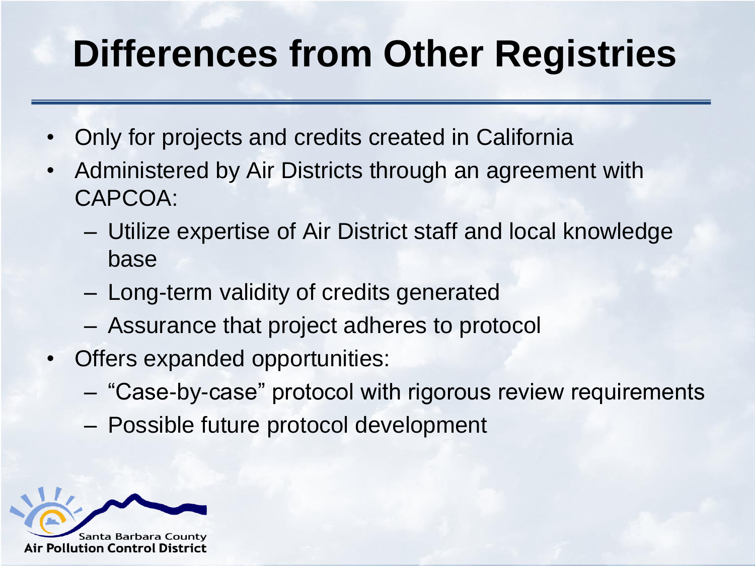# Differences from Other Registries

- Only for projects and credits created in California
- Administered by Air Districts through an agreement with CAPCOA:
  - Utilize expertise of Air District staff and local knowledge base
  - Long-term validity of credits generated
  - Assurance that project adheres to protocol
- Offers expanded opportunities:
  - "Case-by-case" protocol with rigorous review requirements
  - Possible future protocol development

Santa Barbara County
Air Pollution Control District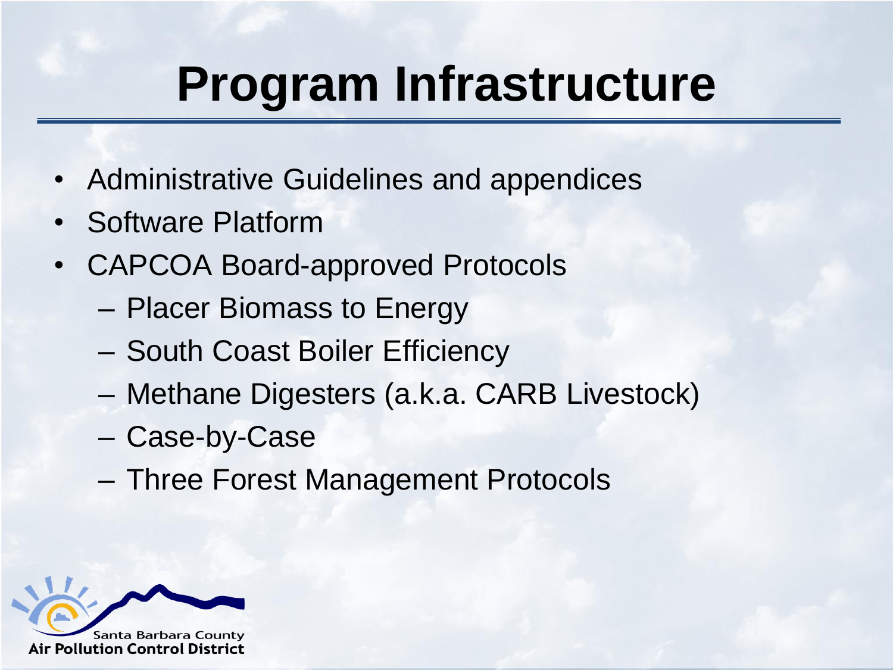# Program Infrastructure

- Administrative Guidelines and appendices
- Software Platform
- CAPCOA Board-approved Protocols
  - Placer Biomass to Energy
  - South Coast Boiler Efficiency
  - Methane Digesters (a.k.a. CARB Livestock)
  - Case-by-Case
  - Three Forest Management Protocols

Santa Barbara County Air Pollution Control District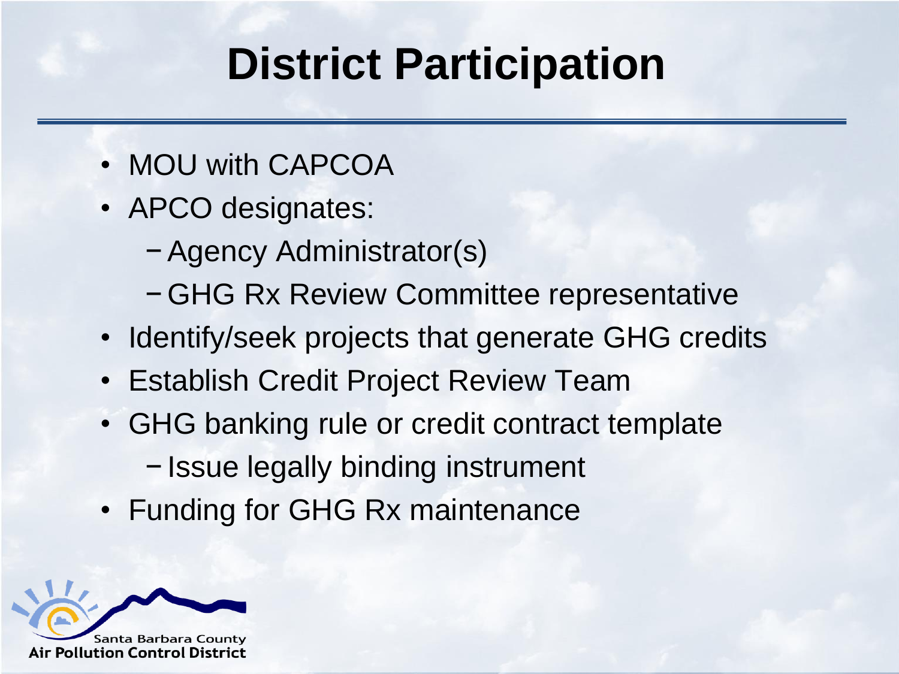# District Participation

- MOU with CAPCOA
- APCO designates:
  - Agency Administrator(s)
  - GHG Rx Review Committee representative
- Identify/seek projects that generate GHG credits
- Establish Credit Project Review Team
- GHG banking rule or credit contract template
  - Issue legally binding instrument
- Funding for GHG Rx maintenance

Santa Barbara County
Air Pollution Control District